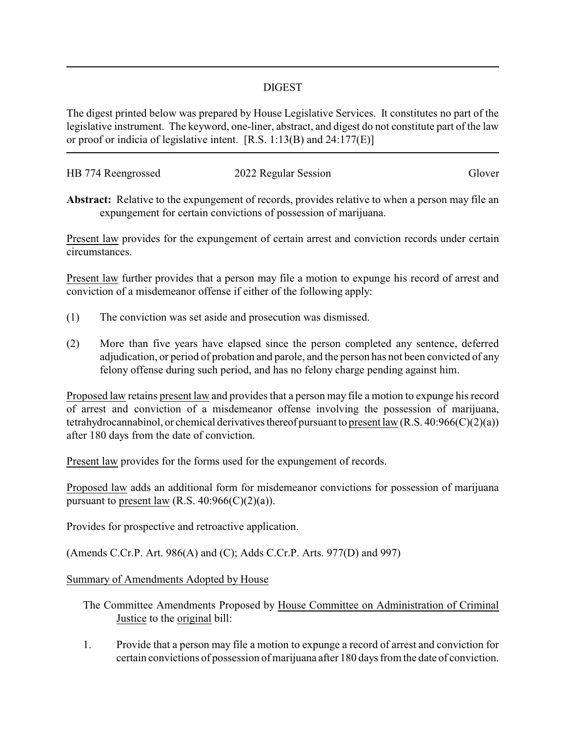# DIGEST

The digest printed below was prepared by House Legislative Services. It constitutes no part of the legislative instrument. The keyword, one-liner, abstract, and digest do not constitute part of the law or proof or indicia of legislative intent. [R.S. 1:13(B) and 24:177(E)]

HB 774 Reengrossed | 2022 Regular Session | Glover

**Abstract:** Relative to the expungement of records, provides relative to when a person may file an expungement for certain convictions of possession of marijuana.

Present law provides for the expungement of certain arrest and conviction records under certain circumstances.

Present law further provides that a person may file a motion to expunge his record of arrest and conviction of a misdemeanor offense if either of the following apply:

(1) The conviction was set aside and prosecution was dismissed.

(2) More than five years have elapsed since the person completed any sentence, deferred adjudication, or period of probation and parole, and the person has not been convicted of any felony offense during such period, and has no felony charge pending against him.

Proposed law retains present law and provides that a person may file a motion to expunge his record of arrest and conviction of a misdemeanor offense involving the possession of marijuana, tetrahydrocannabinol, or chemical derivatives thereof pursuant to present law (R.S. 40:966(C)(2)(a)) after 180 days from the date of conviction.

Present law provides for the forms used for the expungement of records.

Proposed law adds an additional form for misdemeanor convictions for possession of marijuana pursuant to present law (R.S. 40:966(C)(2)(a)).

Provides for prospective and retroactive application.

(Amends C.Cr.P. Art. 986(A) and (C); Adds C.Cr.P. Arts. 977(D) and 997)

Summary of Amendments Adopted by House

The Committee Amendments Proposed by House Committee on Administration of Criminal Justice to the original bill:

1. Provide that a person may file a motion to expunge a record of arrest and conviction for certain convictions of possession of marijuana after 180 days from the date of conviction.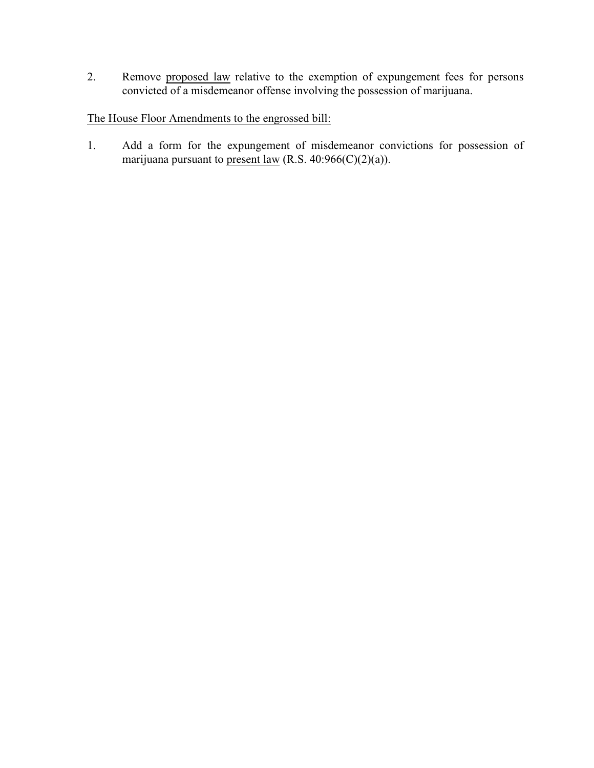2. Remove proposed law relative to the exemption of expungement fees for persons convicted of a misdemeanor offense involving the possession of marijuana.

The House Floor Amendments to the engrossed bill:

1. Add a form for the expungement of misdemeanor convictions for possession of marijuana pursuant to present law (R.S. 40:966(C)(2)(a)).